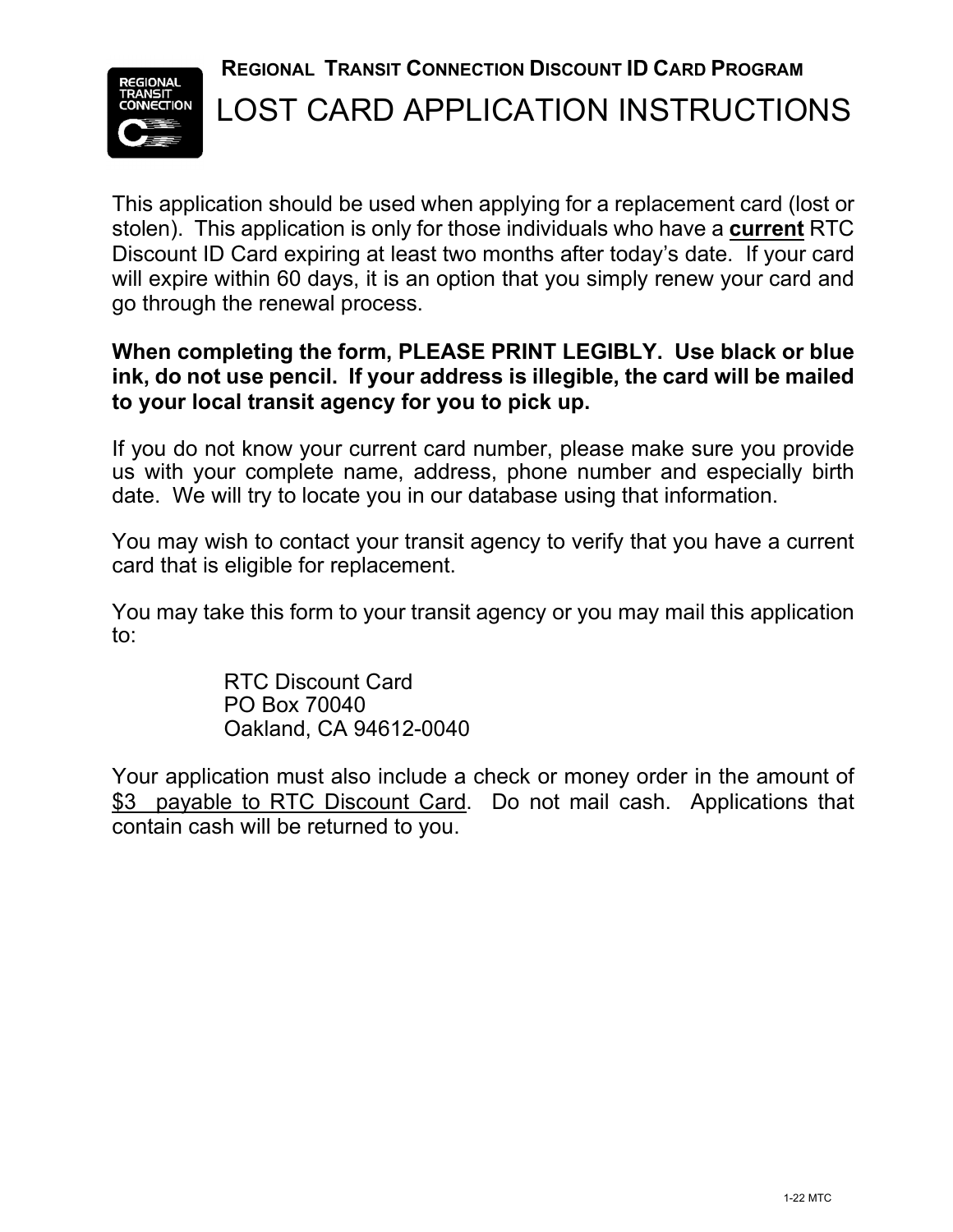## Regional Transit Connection Discount ID Card Program

# LOST CARD APPLICATION INSTRUCTIONS

This application should be used when applying for a replacement card (lost or stolen). This application is only for those individuals who have a **current** RTC Discount ID Card expiring at least two months after today's date. If your card will expire within 60 days, it is an option that you simply renew your card and go through the renewal process.

**When completing the form, PLEASE PRINT LEGIBLY. Use black or blue ink, do not use pencil. If your address is illegible, the card will be mailed to your local transit agency for you to pick up.**

If you do not know your current card number, please make sure you provide us with your complete name, address, phone number and especially birth date. We will try to locate you in our database using that information.

You may wish to contact your transit agency to verify that you have a current card that is eligible for replacement.

You may take this form to your transit agency or you may mail this application to:

RTC Discount Card
PO Box 70040
Oakland, CA 94612-0040

Your application must also include a check or money order in the amount of $3 payable to RTC Discount Card. Do not mail cash. Applications that contain cash will be returned to you.

1-22 MTC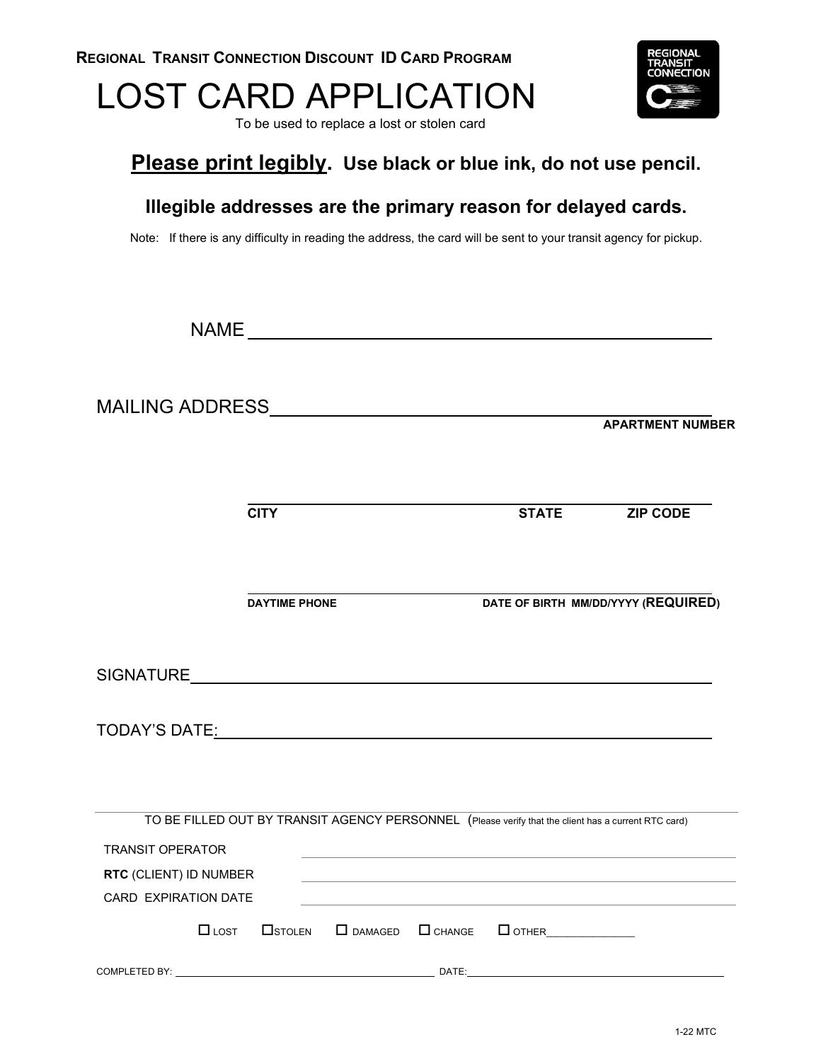**REGIONAL TRANSIT CONNECTION DISCOUNT ID CARD PROGRAM**

# LOST CARD APPLICATION

To be used to replace a lost or stolen card

**Please print legibly. Use black or blue ink, do not use pencil.**

**Illegible addresses are the primary reason for delayed cards.**

Note: If there is any difficulty in reading the address, the card will be sent to your transit agency for pickup.

NAME ______________________________________________

MAILING ADDRESS ______________________________________________
**APARTMENT NUMBER**

______________________________________________
**CITY** **STATE** **ZIP CODE**

______________________________________________
**DAYTIME PHONE** **DATE OF BIRTH MM/DD/YYYY (REQUIRED)**

SIGNATURE ______________________________________________

TODAY'S DATE: ______________________________________________

---

TO BE FILLED OUT BY TRANSIT AGENCY PERSONNEL (Please verify that the client has a current RTC card)

TRANSIT OPERATOR ______________________________________________

**RTC** (CLIENT) ID NUMBER ______________________________________________

CARD EXPIRATION DATE ______________________________________________

☐ LOST ☐ STOLEN ☐ DAMAGED ☐ CHANGE ☐ OTHER_______________

COMPLETED BY: ______________________________ DATE: ______________________________

1-22 MTC